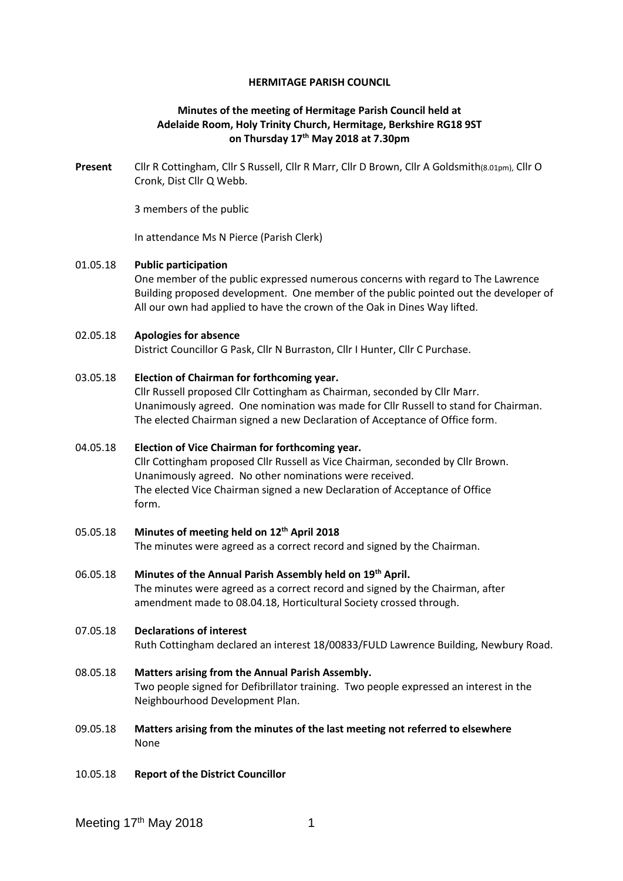**HERMITAGE PARISH COUNCIL**

**Minutes of the meeting of Hermitage Parish Council held at Adelaide Room, Holy Trinity Church, Hermitage, Berkshire RG18 9ST on Thursday 17th May 2018 at 7.30pm**

**Present** Cllr R Cottingham, Cllr S Russell, Cllr R Marr, Cllr D Brown, Cllr A Goldsmith(8.01pm), Cllr O Cronk, Dist Cllr Q Webb.

3 members of the public

In attendance Ms N Pierce (Parish Clerk)

01.05.18 **Public participation**
One member of the public expressed numerous concerns with regard to The Lawrence Building proposed development. One member of the public pointed out the developer of All our own had applied to have the crown of the Oak in Dines Way lifted.

02.05.18 **Apologies for absence**
District Councillor G Pask, Cllr N Burraston, Cllr I Hunter, Cllr C Purchase.

03.05.18 **Election of Chairman for forthcoming year.**
Cllr Russell proposed Cllr Cottingham as Chairman, seconded by Cllr Marr. Unanimously agreed. One nomination was made for Cllr Russell to stand for Chairman. The elected Chairman signed a new Declaration of Acceptance of Office form.

04.05.18 **Election of Vice Chairman for forthcoming year.**
Cllr Cottingham proposed Cllr Russell as Vice Chairman, seconded by Cllr Brown. Unanimously agreed. No other nominations were received. The elected Vice Chairman signed a new Declaration of Acceptance of Office form.

05.05.18 **Minutes of meeting held on 12th April 2018**
The minutes were agreed as a correct record and signed by the Chairman.

06.05.18 **Minutes of the Annual Parish Assembly held on 19th April.**
The minutes were agreed as a correct record and signed by the Chairman, after amendment made to 08.04.18, Horticultural Society crossed through.

07.05.18 **Declarations of interest**
Ruth Cottingham declared an interest 18/00833/FULD Lawrence Building, Newbury Road.

08.05.18 **Matters arising from the Annual Parish Assembly.**
Two people signed for Defibrillator training. Two people expressed an interest in the Neighbourhood Development Plan.

09.05.18 **Matters arising from the minutes of the last meeting not referred to elsewhere**
None

10.05.18 **Report of the District Councillor**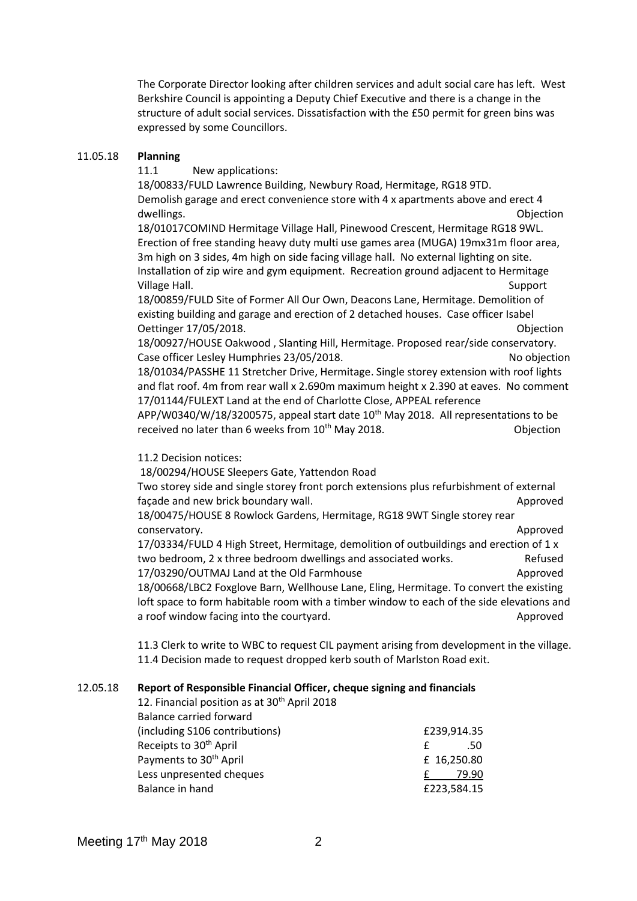The Corporate Director looking after children services and adult social care has left. West Berkshire Council is appointing a Deputy Chief Executive and there is a change in the structure of adult social services. Dissatisfaction with the £50 permit for green bins was expressed by some Councillors.

11.05.18 **Planning**

11.1 New applications:

18/00833/FULD Lawrence Building, Newbury Road, Hermitage, RG18 9TD. Demolish garage and erect convenience store with 4 x apartments above and erect 4 dwellings. Objection

18/01017COMIND Hermitage Village Hall, Pinewood Crescent, Hermitage RG18 9WL. Erection of free standing heavy duty multi use games area (MUGA) 19mx31m floor area, 3m high on 3 sides, 4m high on side facing village hall. No external lighting on site. Installation of zip wire and gym equipment. Recreation ground adjacent to Hermitage Village Hall. Support

18/00859/FULD Site of Former All Our Own, Deacons Lane, Hermitage. Demolition of existing building and garage and erection of 2 detached houses. Case officer Isabel Oettinger 17/05/2018. Objection

18/00927/HOUSE Oakwood , Slanting Hill, Hermitage. Proposed rear/side conservatory. Case officer Lesley Humphries 23/05/2018. No objection

18/01034/PASSHE 11 Stretcher Drive, Hermitage. Single storey extension with roof lights and flat roof. 4m from rear wall x 2.690m maximum height x 2.390 at eaves. No comment

17/01144/FULEXT Land at the end of Charlotte Close, APPEAL reference APP/W0340/W/18/3200575, appeal start date 10th May 2018. All representations to be received no later than 6 weeks from 10th May 2018. Objection

11.2 Decision notices:

18/00294/HOUSE Sleepers Gate, Yattendon Road
Two storey side and single storey front porch extensions plus refurbishment of external façade and new brick boundary wall. Approved

18/00475/HOUSE 8 Rowlock Gardens, Hermitage, RG18 9WT Single storey rear conservatory. Approved

17/03334/FULD 4 High Street, Hermitage, demolition of outbuildings and erection of 1 x two bedroom, 2 x three bedroom dwellings and associated works. Refused

17/03290/OUTMAJ Land at the Old Farmhouse Approved

18/00668/LBC2 Foxglove Barn, Wellhouse Lane, Eling, Hermitage. To convert the existing loft space to form habitable room with a timber window to each of the side elevations and a roof window facing into the courtyard. Approved

11.3 Clerk to write to WBC to request CIL payment arising from development in the village.

11.4 Decision made to request dropped kerb south of Marlston Road exit.

12.05.18 **Report of Responsible Financial Officer, cheque signing and financials**

12. Financial position as at 30th April 2018

| | |
|---|---|
| Balance carried forward (including S106 contributions) | £239,914.35 |
| Receipts to 30th April | £ .50 |
| Payments to 30th April | £ 16,250.80 |
| Less unpresented cheques | £ 79.90 |
| Balance in hand | £223,584.15 |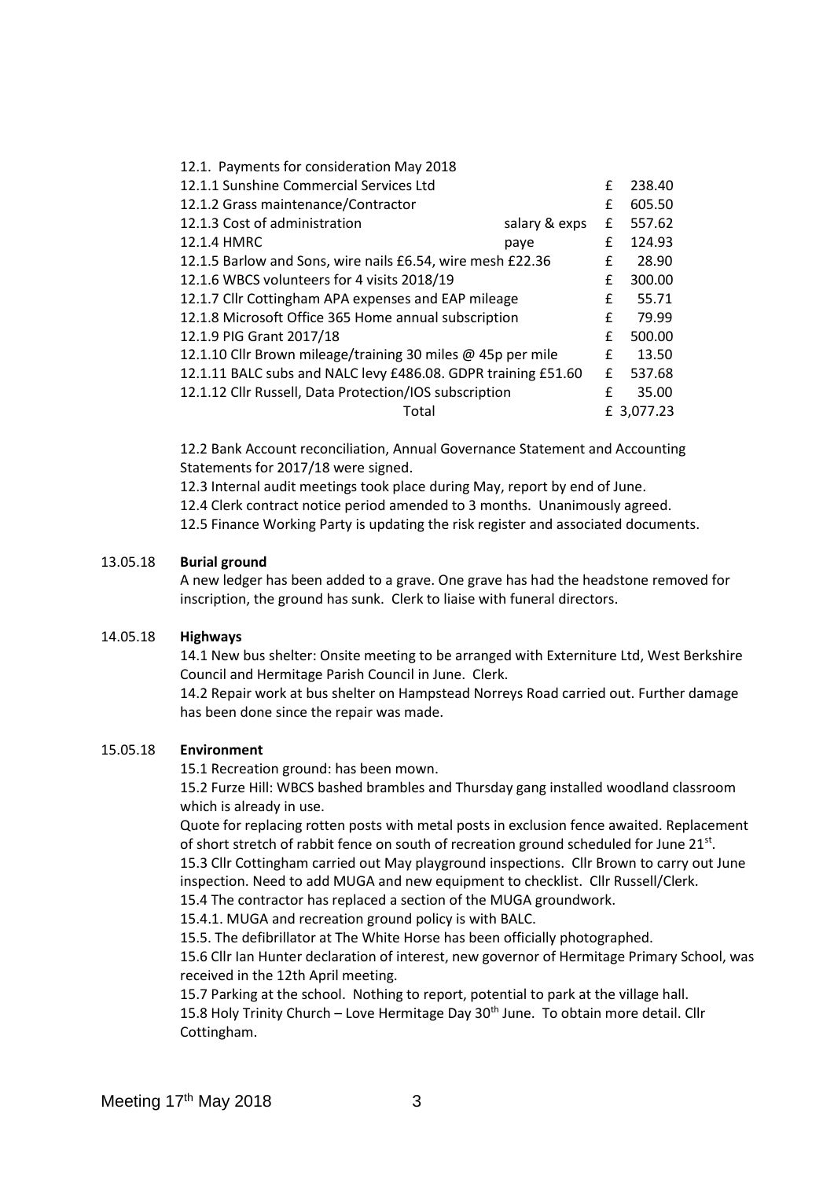12.1. Payments for consideration May 2018

| Item | | | Amount |
|---|---|---|---|
| 12.1.1 Sunshine Commercial Services Ltd | | £ | 238.40 |
| 12.1.2 Grass maintenance/Contractor | | £ | 605.50 |
| 12.1.3 Cost of administration | salary & exps | £ | 557.62 |
| 12.1.4 HMRC | paye | £ | 124.93 |
| 12.1.5 Barlow and Sons, wire nails £6.54, wire mesh £22.36 | | £ | 28.90 |
| 12.1.6 WBCS volunteers for 4 visits 2018/19 | | £ | 300.00 |
| 12.1.7 Cllr Cottingham APA expenses and EAP mileage | | £ | 55.71 |
| 12.1.8 Microsoft Office 365 Home annual subscription | | £ | 79.99 |
| 12.1.9 PIG Grant 2017/18 | | £ | 500.00 |
| 12.1.10 Cllr Brown mileage/training 30 miles @ 45p per mile | | £ | 13.50 |
| 12.1.11 BALC subs and NALC levy £486.08. GDPR training £51.60 | | £ | 537.68 |
| 12.1.12 Cllr Russell, Data Protection/IOS subscription | | £ | 35.00 |
| Total | | £ | 3,077.23 |

12.2 Bank Account reconciliation, Annual Governance Statement and Accounting Statements for 2017/18 were signed.

12.3 Internal audit meetings took place during May, report by end of June.

12.4 Clerk contract notice period amended to 3 months. Unanimously agreed.

12.5 Finance Working Party is updating the risk register and associated documents.

13.05.18 **Burial ground**

A new ledger has been added to a grave. One grave has had the headstone removed for inscription, the ground has sunk. Clerk to liaise with funeral directors.

14.05.18 **Highways**

14.1 New bus shelter: Onsite meeting to be arranged with Externiture Ltd, West Berkshire Council and Hermitage Parish Council in June. Clerk.

14.2 Repair work at bus shelter on Hampstead Norreys Road carried out. Further damage has been done since the repair was made.

15.05.18 **Environment**

15.1 Recreation ground: has been mown.

15.2 Furze Hill: WBCS bashed brambles and Thursday gang installed woodland classroom which is already in use.

Quote for replacing rotten posts with metal posts in exclusion fence awaited. Replacement of short stretch of rabbit fence on south of recreation ground scheduled for June 21st.

15.3 Cllr Cottingham carried out May playground inspections. Cllr Brown to carry out June inspection. Need to add MUGA and new equipment to checklist. Cllr Russell/Clerk.

15.4 The contractor has replaced a section of the MUGA groundwork.

15.4.1. MUGA and recreation ground policy is with BALC.

15.5. The defibrillator at The White Horse has been officially photographed.

15.6 Cllr Ian Hunter declaration of interest, new governor of Hermitage Primary School, was received in the 12th April meeting.

15.7 Parking at the school. Nothing to report, potential to park at the village hall.

15.8 Holy Trinity Church – Love Hermitage Day 30th June. To obtain more detail. Cllr Cottingham.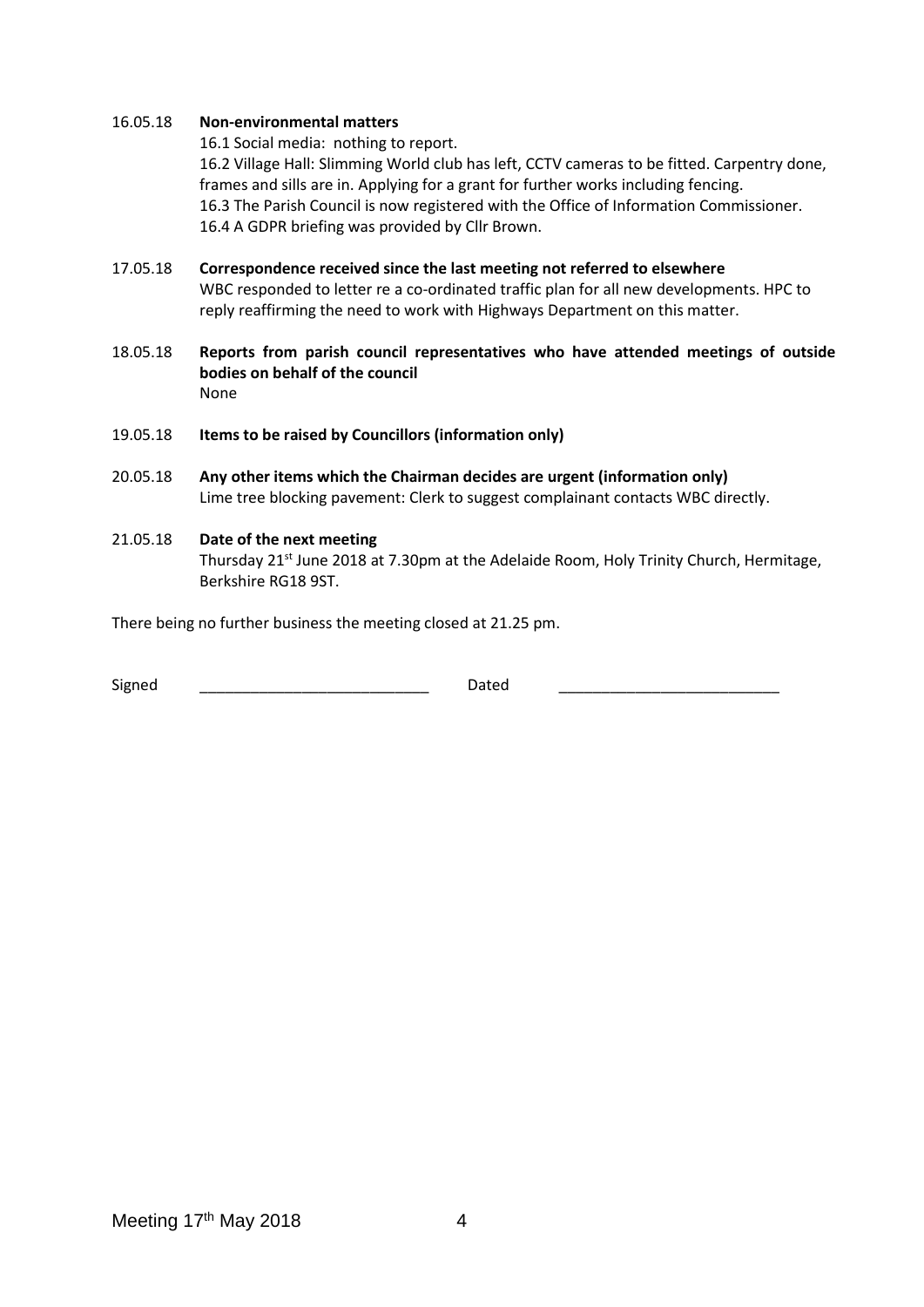16.05.18 **Non-environmental matters**

16.1 Social media: nothing to report.
16.2 Village Hall: Slimming World club has left, CCTV cameras to be fitted. Carpentry done, frames and sills are in. Applying for a grant for further works including fencing.
16.3 The Parish Council is now registered with the Office of Information Commissioner.
16.4 A GDPR briefing was provided by Cllr Brown.

17.05.18 **Correspondence received since the last meeting not referred to elsewhere**

WBC responded to letter re a co-ordinated traffic plan for all new developments. HPC to reply reaffirming the need to work with Highways Department on this matter.

18.05.18 **Reports from parish council representatives who have attended meetings of outside bodies on behalf of the council**

None

19.05.18 **Items to be raised by Councillors (information only)**

20.05.18 **Any other items which the Chairman decides are urgent (information only)**

Lime tree blocking pavement: Clerk to suggest complainant contacts WBC directly.

21.05.18 **Date of the next meeting**

Thursday 21st June 2018 at 7.30pm at the Adelaide Room, Holy Trinity Church, Hermitage, Berkshire RG18 9ST.

There being no further business the meeting closed at 21.25 pm.

Signed ___________________________ Dated __________________________